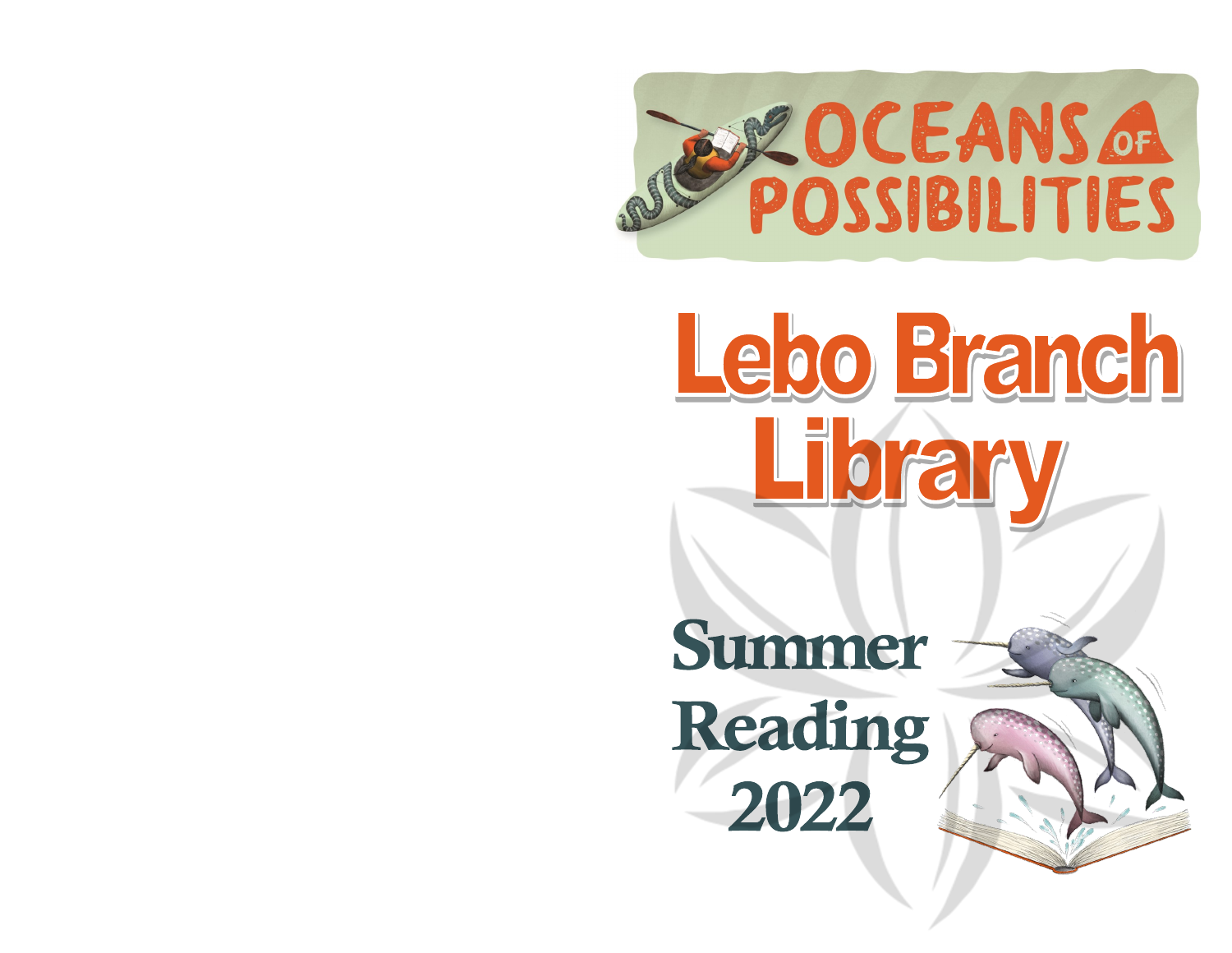# Oceans of Possibilities

# Lebo Branch Library

## Summer Reading 2022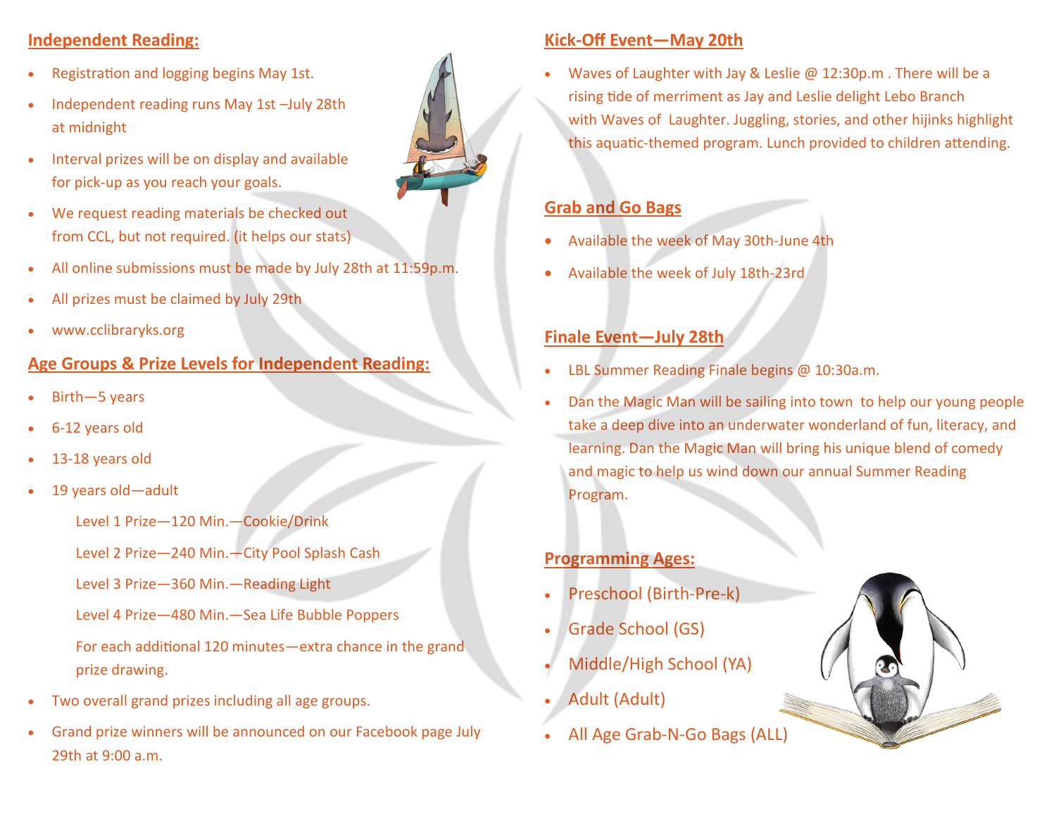## Independent Reading:

- Registration and logging begins May 1st.
- Independent reading runs May 1st –July 28th at midnight
- Interval prizes will be on display and available for pick-up as you reach your goals.
- We request reading materials be checked out from CCL, but not required. (it helps our stats)
- All online submissions must be made by July 28th at 11:59p.m.
- All prizes must be claimed by July 29th
- www.cclibraryks.org

## Age Groups & Prize Levels for Independent Reading:

- Birth—5 years
- 6-12 years old
- 13-18 years old
- 19 years old—adult

  Level 1 Prize—120 Min.—Cookie/Drink

  Level 2 Prize—240 Min.—City Pool Splash Cash

  Level 3 Prize—360 Min.—Reading Light

  Level 4 Prize—480 Min.—Sea Life Bubble Poppers

  For each additional 120 minutes—extra chance in the grand prize drawing.

- Two overall grand prizes including all age groups.
- Grand prize winners will be announced on our Facebook page July 29th at 9:00 a.m.

## Kick-Off Event—May 20th

- Waves of Laughter with Jay & Leslie @ 12:30p.m . There will be a rising tide of merriment as Jay and Leslie delight Lebo Branch with Waves of Laughter. Juggling, stories, and other hijinks highlight this aquatic-themed program. Lunch provided to children attending.

## Grab and Go Bags

- Available the week of May 30th-June 4th
- Available the week of July 18th-23rd

## Finale Event—July 28th

- LBL Summer Reading Finale begins @ 10:30a.m.
- Dan the Magic Man will be sailing into town to help our young people take a deep dive into an underwater wonderland of fun, literacy, and learning. Dan the Magic Man will bring his unique blend of comedy and magic to help us wind down our annual Summer Reading Program.

## Programming Ages:

- Preschool (Birth-Pre-k)
- Grade School (GS)
- Middle/High School (YA)
- Adult (Adult)
- All Age Grab-N-Go Bags (ALL)